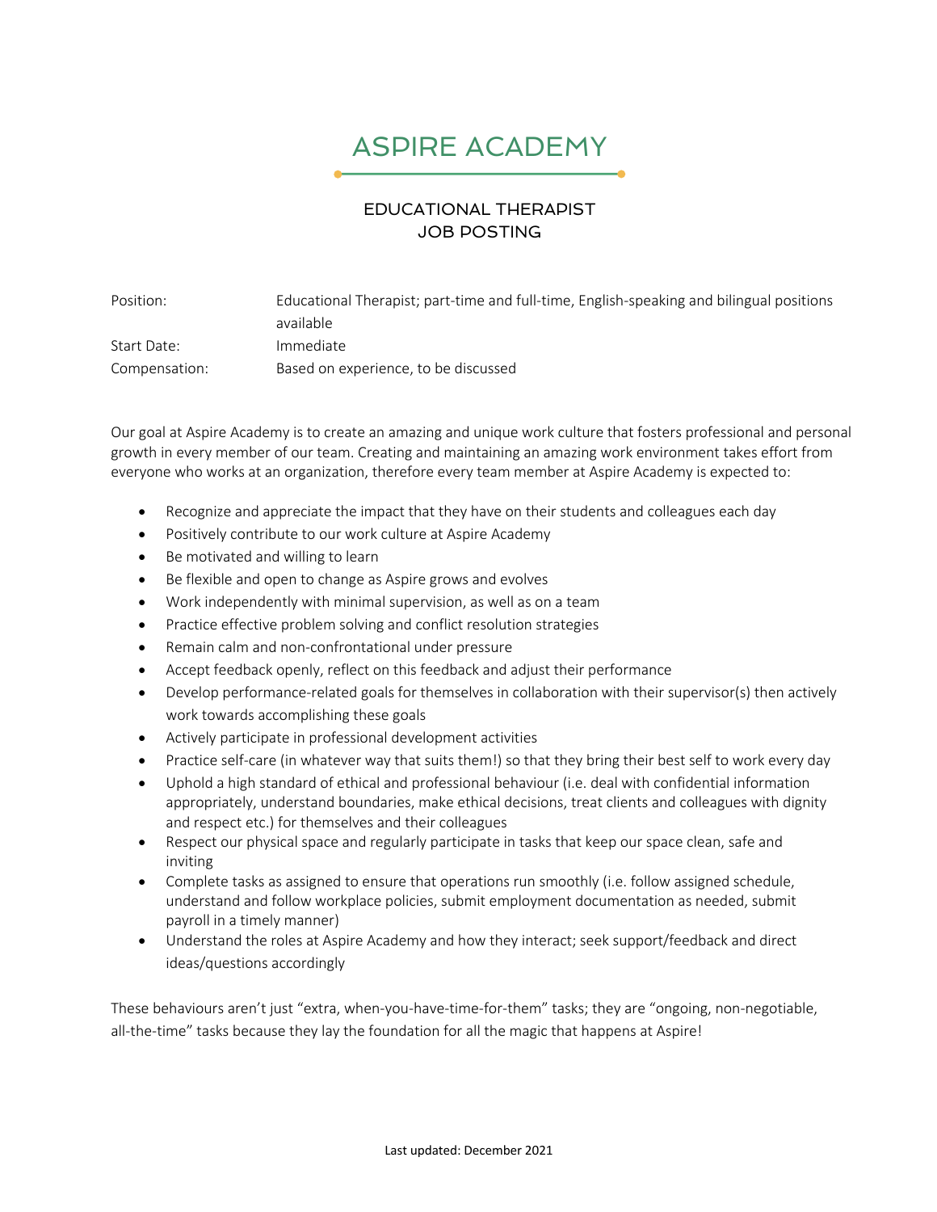# ASPIRE ACADEMY

## EDUCATIONAL THERAPIST JOB POSTING

| | |
|---|---|
| Position: | Educational Therapist; part-time and full-time, English-speaking and bilingual positions available |
| Start Date: | Immediate |
| Compensation: | Based on experience, to be discussed |

Our goal at Aspire Academy is to create an amazing and unique work culture that fosters professional and personal growth in every member of our team. Creating and maintaining an amazing work environment takes effort from everyone who works at an organization, therefore every team member at Aspire Academy is expected to:

- Recognize and appreciate the impact that they have on their students and colleagues each day
- Positively contribute to our work culture at Aspire Academy
- Be motivated and willing to learn
- Be flexible and open to change as Aspire grows and evolves
- Work independently with minimal supervision, as well as on a team
- Practice effective problem solving and conflict resolution strategies
- Remain calm and non-confrontational under pressure
- Accept feedback openly, reflect on this feedback and adjust their performance
- Develop performance-related goals for themselves in collaboration with their supervisor(s) then actively work towards accomplishing these goals
- Actively participate in professional development activities
- Practice self-care (in whatever way that suits them!) so that they bring their best self to work every day
- Uphold a high standard of ethical and professional behaviour (i.e. deal with confidential information appropriately, understand boundaries, make ethical decisions, treat clients and colleagues with dignity and respect etc.) for themselves and their colleagues
- Respect our physical space and regularly participate in tasks that keep our space clean, safe and inviting
- Complete tasks as assigned to ensure that operations run smoothly (i.e. follow assigned schedule, understand and follow workplace policies, submit employment documentation as needed, submit payroll in a timely manner)
- Understand the roles at Aspire Academy and how they interact; seek support/feedback and direct ideas/questions accordingly

These behaviours aren't just "extra, when-you-have-time-for-them" tasks; they are "ongoing, non-negotiable, all-the-time" tasks because they lay the foundation for all the magic that happens at Aspire!

Last updated: December 2021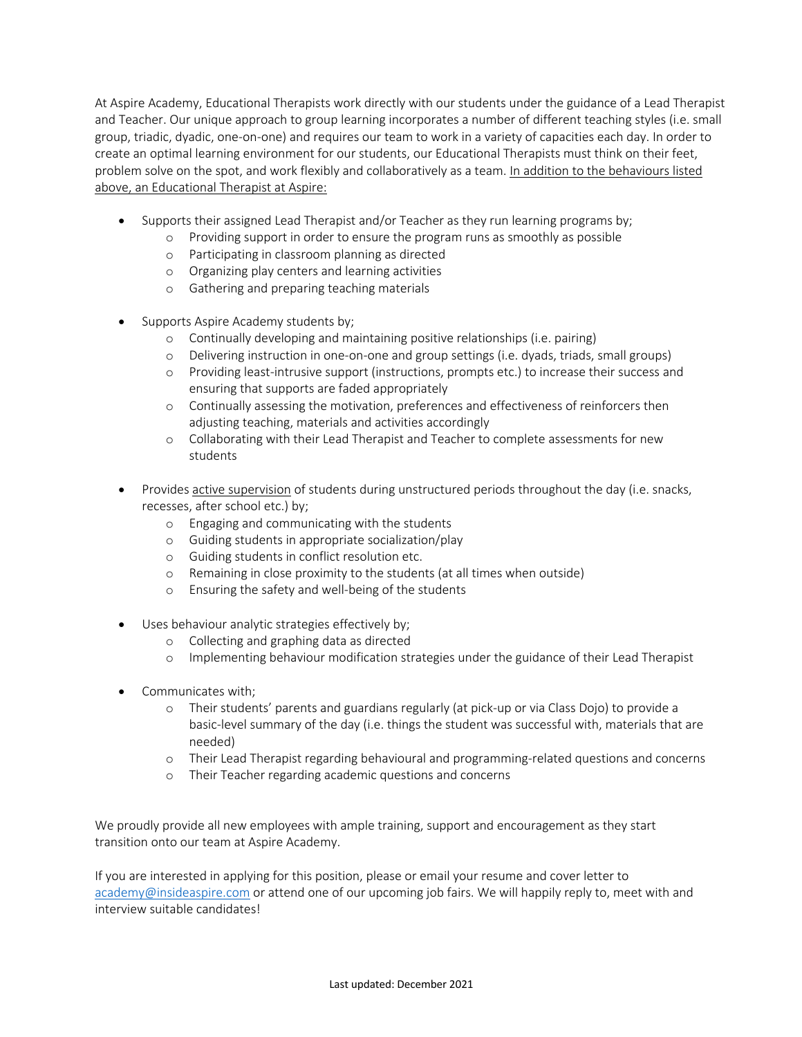At Aspire Academy, Educational Therapists work directly with our students under the guidance of a Lead Therapist and Teacher. Our unique approach to group learning incorporates a number of different teaching styles (i.e. small group, triadic, dyadic, one-on-one) and requires our team to work in a variety of capacities each day. In order to create an optimal learning environment for our students, our Educational Therapists must think on their feet, problem solve on the spot, and work flexibly and collaboratively as a team. <u>In addition to the behaviours listed above, an Educational Therapist at Aspire:</u>

- Supports their assigned Lead Therapist and/or Teacher as they run learning programs by;
  - Providing support in order to ensure the program runs as smoothly as possible
  - Participating in classroom planning as directed
  - Organizing play centers and learning activities
  - Gathering and preparing teaching materials
- Supports Aspire Academy students by;
  - Continually developing and maintaining positive relationships (i.e. pairing)
  - Delivering instruction in one-on-one and group settings (i.e. dyads, triads, small groups)
  - Providing least-intrusive support (instructions, prompts etc.) to increase their success and ensuring that supports are faded appropriately
  - Continually assessing the motivation, preferences and effectiveness of reinforcers then adjusting teaching, materials and activities accordingly
  - Collaborating with their Lead Therapist and Teacher to complete assessments for new students
- Provides <u>active supervision</u> of students during unstructured periods throughout the day (i.e. snacks, recesses, after school etc.) by;
  - Engaging and communicating with the students
  - Guiding students in appropriate socialization/play
  - Guiding students in conflict resolution etc.
  - Remaining in close proximity to the students (at all times when outside)
  - Ensuring the safety and well-being of the students
- Uses behaviour analytic strategies effectively by;
  - Collecting and graphing data as directed
  - Implementing behaviour modification strategies under the guidance of their Lead Therapist
- Communicates with;
  - Their students' parents and guardians regularly (at pick-up or via Class Dojo) to provide a basic-level summary of the day (i.e. things the student was successful with, materials that are needed)
  - Their Lead Therapist regarding behavioural and programming-related questions and concerns
  - Their Teacher regarding academic questions and concerns

We proudly provide all new employees with ample training, support and encouragement as they start transition onto our team at Aspire Academy.

If you are interested in applying for this position, please or email your resume and cover letter to academy@insideaspire.com or attend one of our upcoming job fairs. We will happily reply to, meet with and interview suitable candidates!

Last updated: December 2021